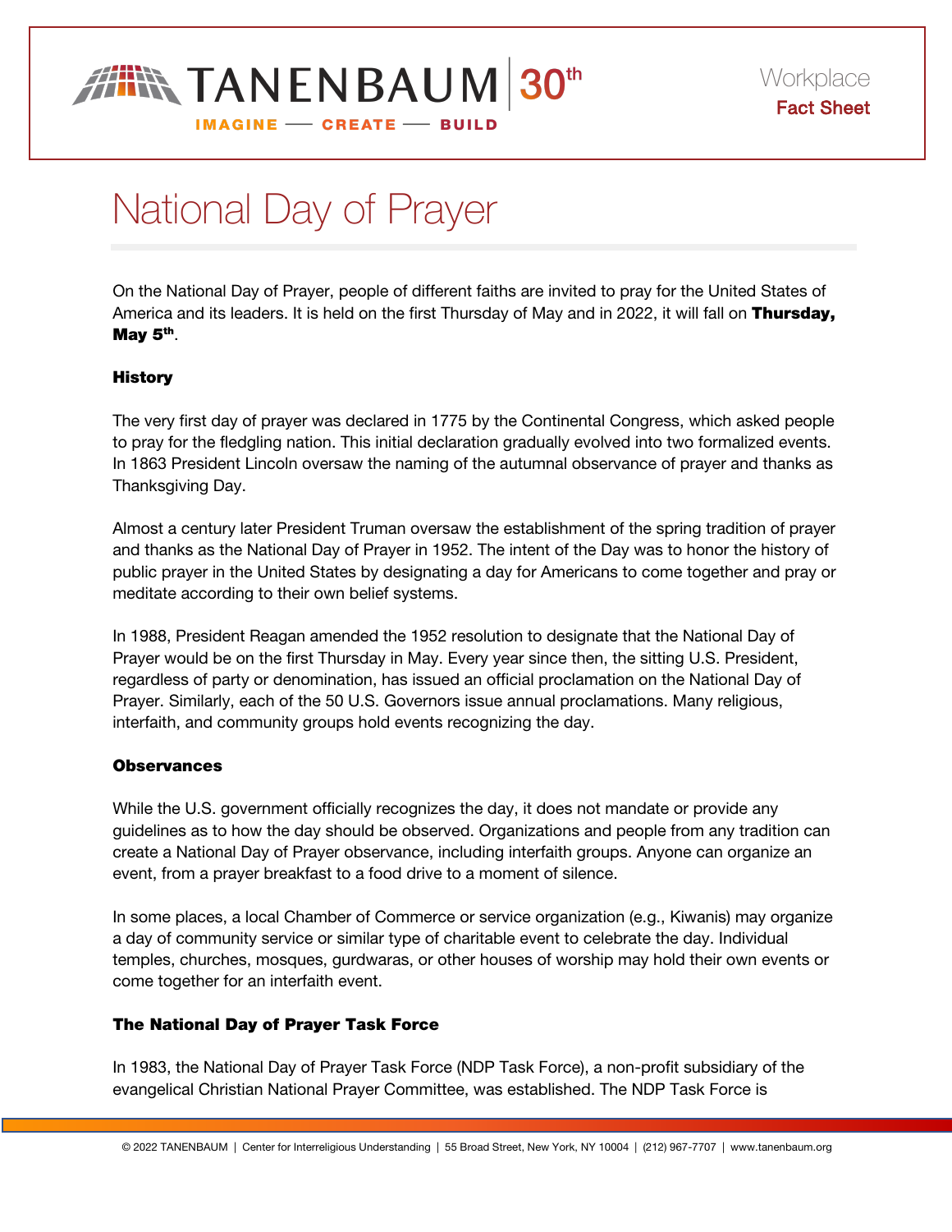# National Day of Prayer

On the National Day of Prayer, people of different faiths are invited to pray for the United States of America and its leaders. It is held on the first Thursday of May and in 2022, it will fall on **Thursday, May 5th**.

## History

The very first day of prayer was declared in 1775 by the Continental Congress, which asked people to pray for the fledgling nation. This initial declaration gradually evolved into two formalized events. In 1863 President Lincoln oversaw the naming of the autumnal observance of prayer and thanks as Thanksgiving Day.

Almost a century later President Truman oversaw the establishment of the spring tradition of prayer and thanks as the National Day of Prayer in 1952. The intent of the Day was to honor the history of public prayer in the United States by designating a day for Americans to come together and pray or meditate according to their own belief systems.

In 1988, President Reagan amended the 1952 resolution to designate that the National Day of Prayer would be on the first Thursday in May. Every year since then, the sitting U.S. President, regardless of party or denomination, has issued an official proclamation on the National Day of Prayer. Similarly, each of the 50 U.S. Governors issue annual proclamations. Many religious, interfaith, and community groups hold events recognizing the day.

## Observances

While the U.S. government officially recognizes the day, it does not mandate or provide any guidelines as to how the day should be observed. Organizations and people from any tradition can create a National Day of Prayer observance, including interfaith groups. Anyone can organize an event, from a prayer breakfast to a food drive to a moment of silence.

In some places, a local Chamber of Commerce or service organization (e.g., Kiwanis) may organize a day of community service or similar type of charitable event to celebrate the day. Individual temples, churches, mosques, gurdwaras, or other houses of worship may hold their own events or come together for an interfaith event.

## The National Day of Prayer Task Force

In 1983, the National Day of Prayer Task Force (NDP Task Force), a non-profit subsidiary of the evangelical Christian National Prayer Committee, was established. The NDP Task Force is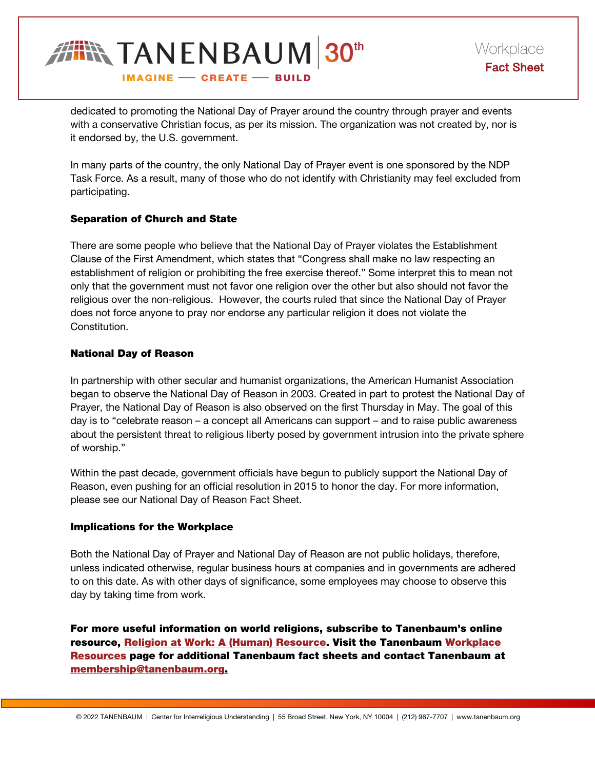dedicated to promoting the National Day of Prayer around the country through prayer and events with a conservative Christian focus, as per its mission. The organization was not created by, nor is it endorsed by, the U.S. government.

In many parts of the country, the only National Day of Prayer event is one sponsored by the NDP Task Force. As a result, many of those who do not identify with Christianity may feel excluded from participating.

### Separation of Church and State

There are some people who believe that the National Day of Prayer violates the Establishment Clause of the First Amendment, which states that "Congress shall make no law respecting an establishment of religion or prohibiting the free exercise thereof." Some interpret this to mean not only that the government must not favor one religion over the other but also should not favor the religious over the non-religious. However, the courts ruled that since the National Day of Prayer does not force anyone to pray nor endorse any particular religion it does not violate the Constitution.

### National Day of Reason

In partnership with other secular and humanist organizations, the American Humanist Association began to observe the National Day of Reason in 2003. Created in part to protest the National Day of Prayer, the National Day of Reason is also observed on the first Thursday in May. The goal of this day is to "celebrate reason – a concept all Americans can support – and to raise public awareness about the persistent threat to religious liberty posed by government intrusion into the private sphere of worship."

Within the past decade, government officials have begun to publicly support the National Day of Reason, even pushing for an official resolution in 2015 to honor the day. For more information, please see our National Day of Reason Fact Sheet.

### Implications for the Workplace

Both the National Day of Prayer and National Day of Reason are not public holidays, therefore, unless indicated otherwise, regular business hours at companies and in governments are adhered to on this date. As with other days of significance, some employees may choose to observe this day by taking time from work.

**For more useful information on world religions, subscribe to Tanenbaum's online resource, Religion at Work: A (Human) Resource. Visit the Tanenbaum Workplace Resources page for additional Tanenbaum fact sheets and contact Tanenbaum at membership@tanenbaum.org.**